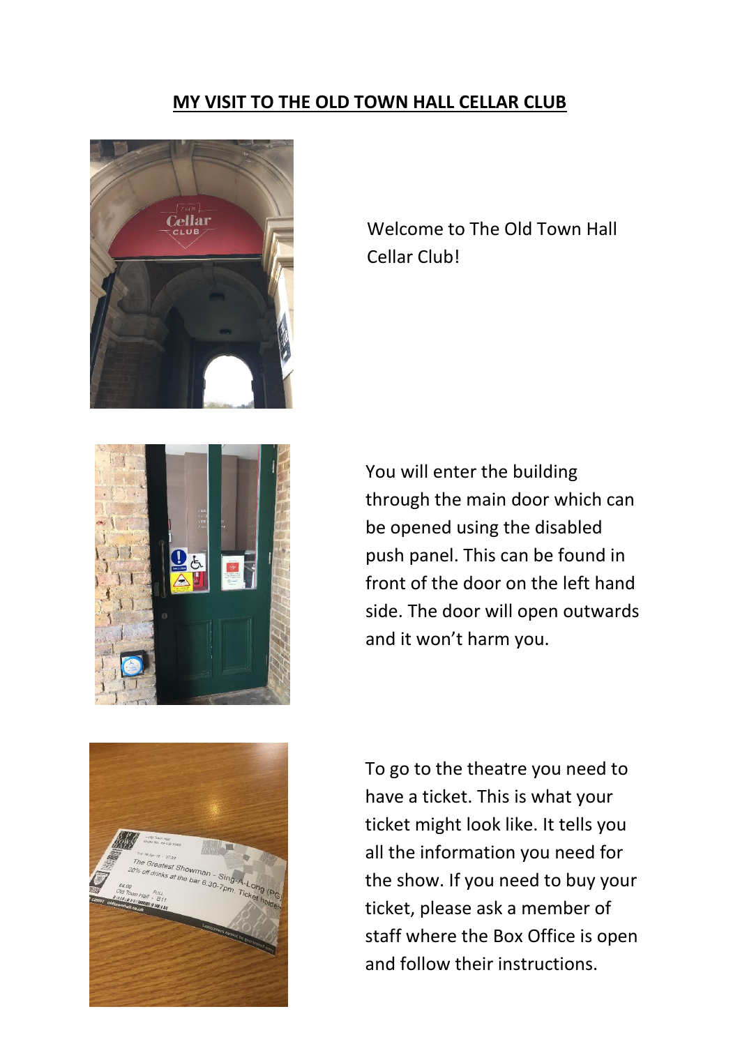## MY VISIT TO THE OLD TOWN HALL CELLAR CLUB

Welcome to The Old Town Hall Cellar Club!

You will enter the building through the main door which can be opened using the disabled push panel. This can be found in front of the door on the left hand side. The door will open outwards and it won't harm you.

To go to the theatre you need to have a ticket. This is what your ticket might look like. It tells you all the information you need for the show. If you need to buy your ticket, please ask a member of staff where the Box Office is open and follow their instructions.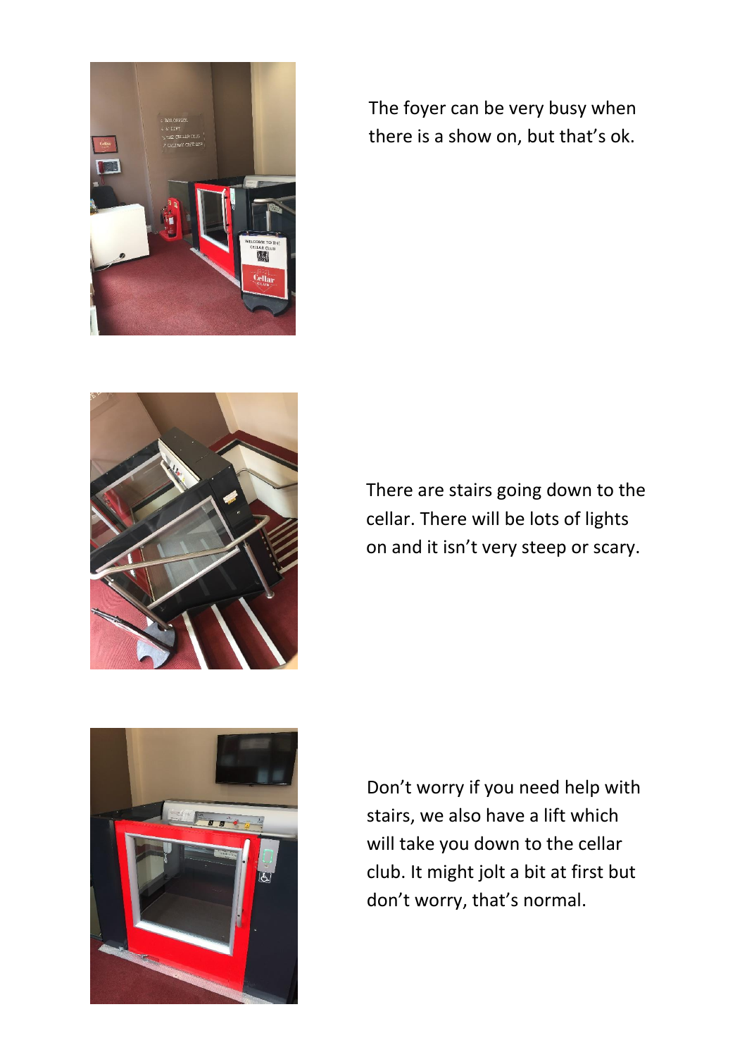The foyer can be very busy when there is a show on, but that's ok.

There are stairs going down to the cellar. There will be lots of lights on and it isn't very steep or scary.

Don't worry if you need help with stairs, we also have a lift which will take you down to the cellar club. It might jolt a bit at first but don't worry, that's normal.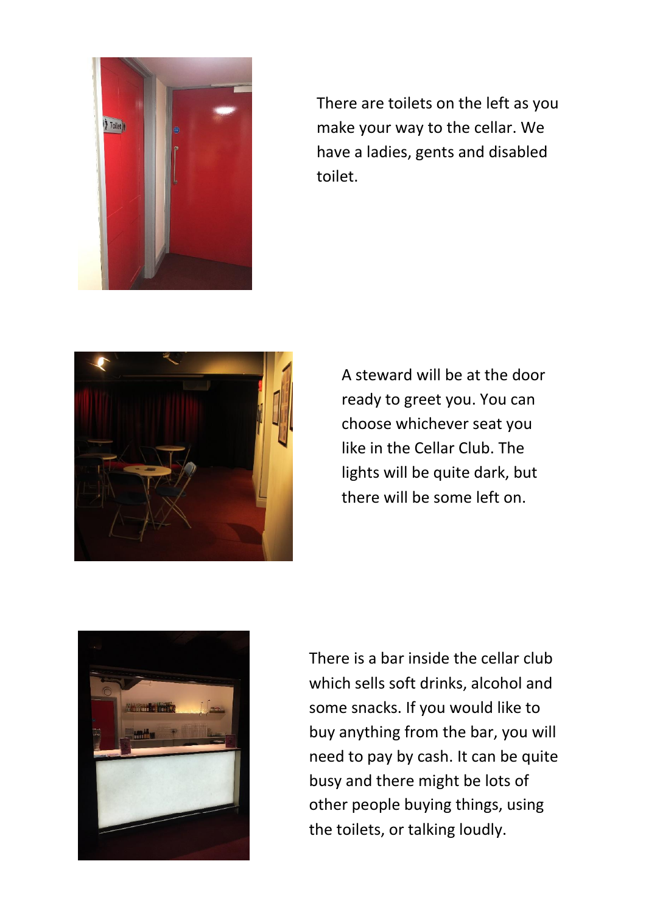There are toilets on the left as you make your way to the cellar. We have a ladies, gents and disabled toilet.

A steward will be at the door ready to greet you. You can choose whichever seat you like in the Cellar Club. The lights will be quite dark, but there will be some left on.

There is a bar inside the cellar club which sells soft drinks, alcohol and some snacks. If you would like to buy anything from the bar, you will need to pay by cash. It can be quite busy and there might be lots of other people buying things, using the toilets, or talking loudly.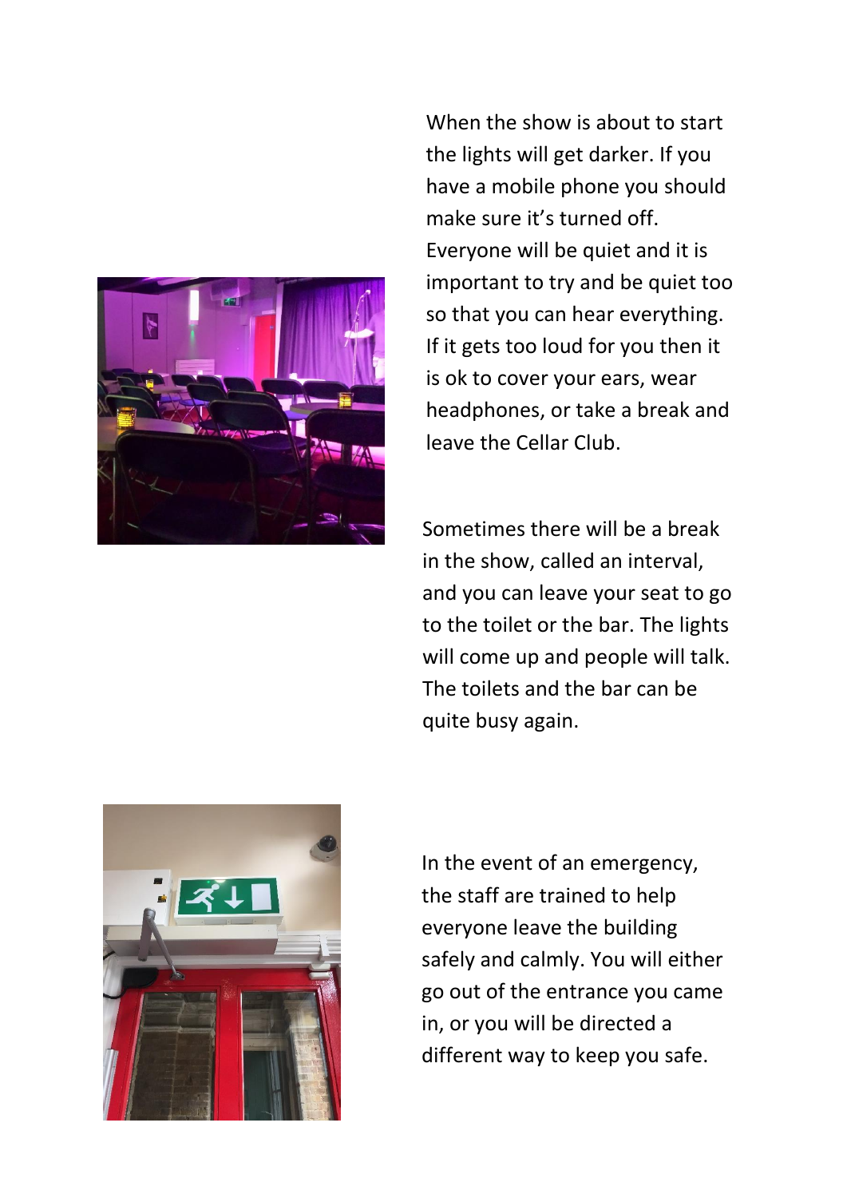When the show is about to start the lights will get darker. If you have a mobile phone you should make sure it's turned off. Everyone will be quiet and it is important to try and be quiet too so that you can hear everything. If it gets too loud for you then it is ok to cover your ears, wear headphones, or take a break and leave the Cellar Club.

Sometimes there will be a break in the show, called an interval, and you can leave your seat to go to the toilet or the bar. The lights will come up and people will talk. The toilets and the bar can be quite busy again.

In the event of an emergency, the staff are trained to help everyone leave the building safely and calmly. You will either go out of the entrance you came in, or you will be directed a different way to keep you safe.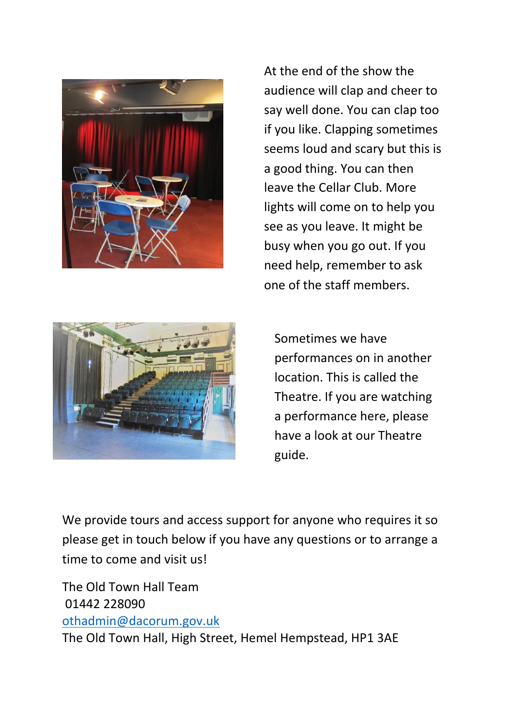At the end of the show the audience will clap and cheer to say well done. You can clap too if you like. Clapping sometimes seems loud and scary but this is a good thing. You can then leave the Cellar Club. More lights will come on to help you see as you leave. It might be busy when you go out. If you need help, remember to ask one of the staff members.

Sometimes we have performances on in another location. This is called the Theatre. If you are watching a performance here, please have a look at our Theatre guide.

We provide tours and access support for anyone who requires it so please get in touch below if you have any questions or to arrange a time to come and visit us!

The Old Town Hall Team
01442 228090
othadmin@dacorum.gov.uk
The Old Town Hall, High Street, Hemel Hempstead, HP1 3AE